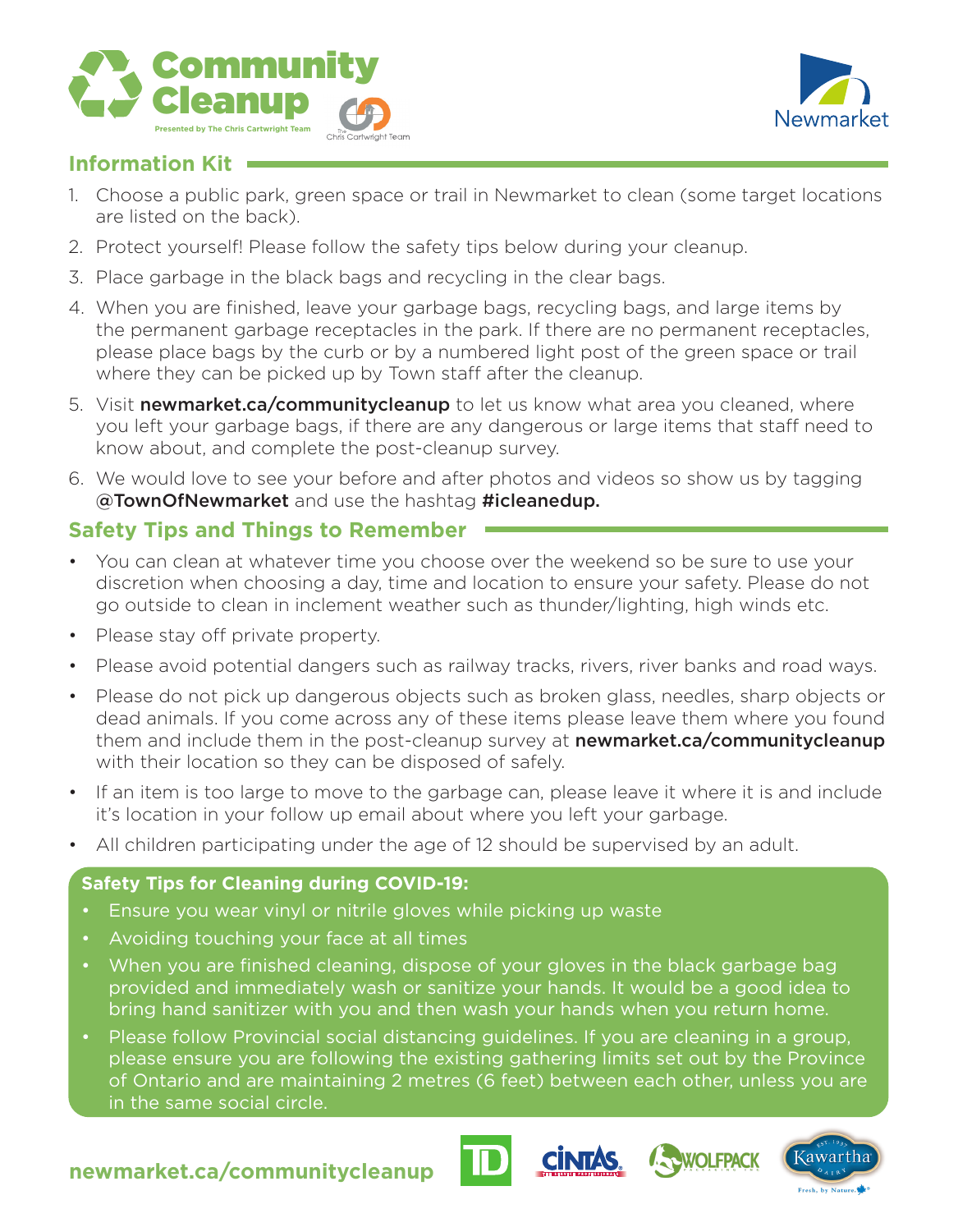# Community Cleanup

Presented by The Chris Cartwright Team

The Chris Cartwright Team

Newmarket

## Information Kit

1. Choose a public park, green space or trail in Newmarket to clean (some target locations are listed on the back).
2. Protect yourself! Please follow the safety tips below during your cleanup.
3. Place garbage in the black bags and recycling in the clear bags.
4. When you are finished, leave your garbage bags, recycling bags, and large items by the permanent garbage receptacles in the park. If there are no permanent receptacles, please place bags by the curb or by a numbered light post of the green space or trail where they can be picked up by Town staff after the cleanup.
5. Visit **newmarket.ca/communitycleanup** to let us know what area you cleaned, where you left your garbage bags, if there are any dangerous or large items that staff need to know about, and complete the post-cleanup survey.
6. We would love to see your before and after photos and videos so show us by tagging **@TownOfNewmarket** and use the hashtag **#icleanedup.**

## Safety Tips and Things to Remember

- You can clean at whatever time you choose over the weekend so be sure to use your discretion when choosing a day, time and location to ensure your safety. Please do not go outside to clean in inclement weather such as thunder/lighting, high winds etc.
- Please stay off private property.
- Please avoid potential dangers such as railway tracks, rivers, river banks and road ways.
- Please do not pick up dangerous objects such as broken glass, needles, sharp objects or dead animals. If you come across any of these items please leave them where you found them and include them in the post-cleanup survey at **newmarket.ca/communitycleanup** with their location so they can be disposed of safely.
- If an item is too large to move to the garbage can, please leave it where it is and include it's location in your follow up email about where you left your garbage.
- All children participating under the age of 12 should be supervised by an adult.

### Safety Tips for Cleaning during COVID-19:

- Ensure you wear vinyl or nitrile gloves while picking up waste
- Avoiding touching your face at all times
- When you are finished cleaning, dispose of your gloves in the black garbage bag provided and immediately wash or sanitize your hands. It would be a good idea to bring hand sanitizer with you and then wash your hands when you return home.
- Please follow Provincial social distancing guidelines. If you are cleaning in a group, please ensure you are following the existing gathering limits set out by the Province of Ontario and are maintaining 2 metres (6 feet) between each other, unless you are in the same social circle.

**newmarket.ca/communitycleanup**

TD CINTAS WOLFPACK Kawartha Dairy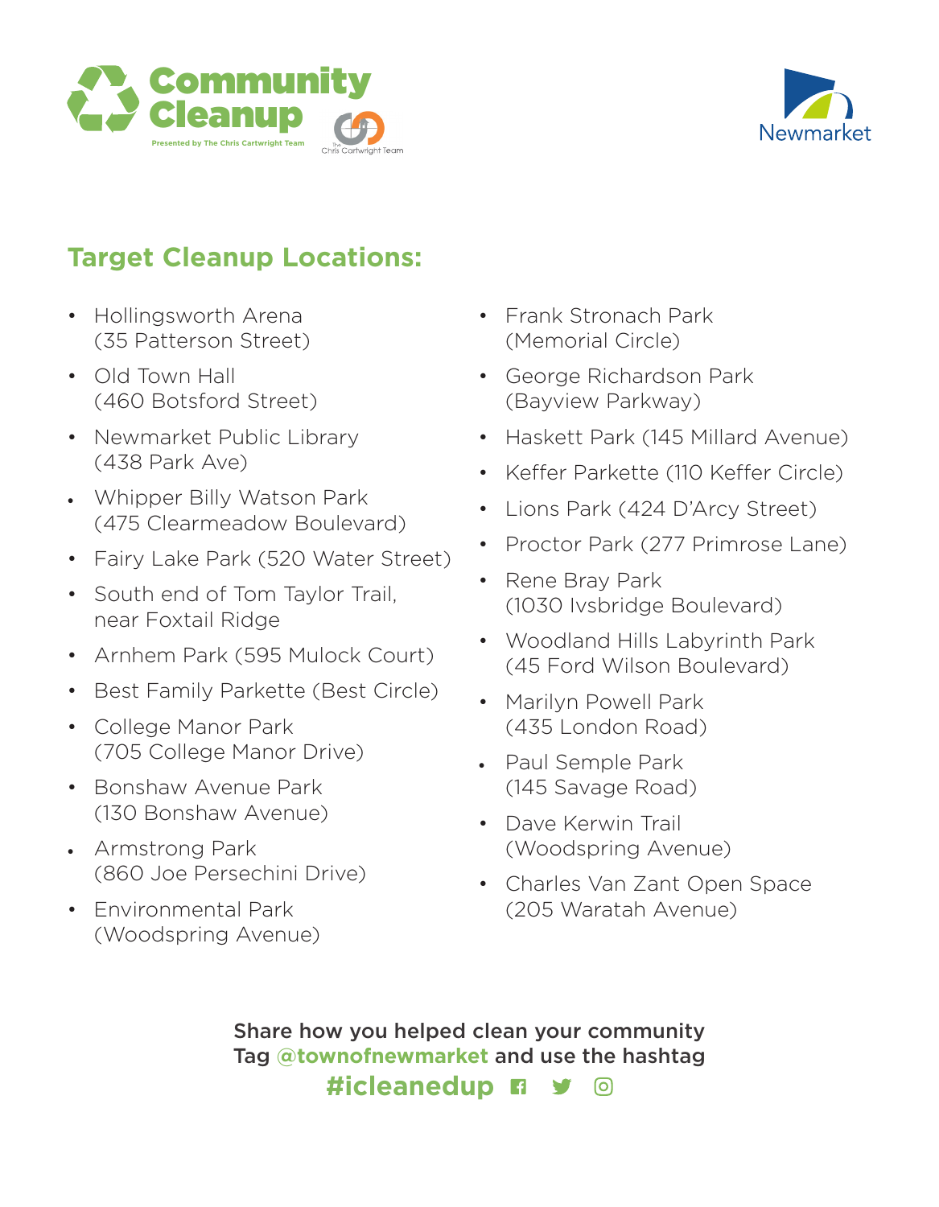Community Cleanup

Presented by The Chris Cartwright Team

The Chris Cartwright Team

Newmarket

## Target Cleanup Locations:

- Hollingsworth Arena (35 Patterson Street)
- Old Town Hall (460 Botsford Street)
- Newmarket Public Library (438 Park Ave)
- Whipper Billy Watson Park (475 Clearmeadow Boulevard)
- Fairy Lake Park (520 Water Street)
- South end of Tom Taylor Trail, near Foxtail Ridge
- Arnhem Park (595 Mulock Court)
- Best Family Parkette (Best Circle)
- College Manor Park (705 College Manor Drive)
- Bonshaw Avenue Park (130 Bonshaw Avenue)
- Armstrong Park (860 Joe Persechini Drive)
- Environmental Park (Woodspring Avenue)
- Frank Stronach Park (Memorial Circle)
- George Richardson Park (Bayview Parkway)
- Haskett Park (145 Millard Avenue)
- Keffer Parkette (110 Keffer Circle)
- Lions Park (424 D'Arcy Street)
- Proctor Park (277 Primrose Lane)
- Rene Bray Park (1030 Ivsbridge Boulevard)
- Woodland Hills Labyrinth Park (45 Ford Wilson Boulevard)
- Marilyn Powell Park (435 London Road)
- Paul Semple Park (145 Savage Road)
- Dave Kerwin Trail (Woodspring Avenue)
- Charles Van Zant Open Space (205 Waratah Avenue)

**Share how you helped clean your community**
**Tag @townofnewmarket and use the hashtag**

**#icleanedup**